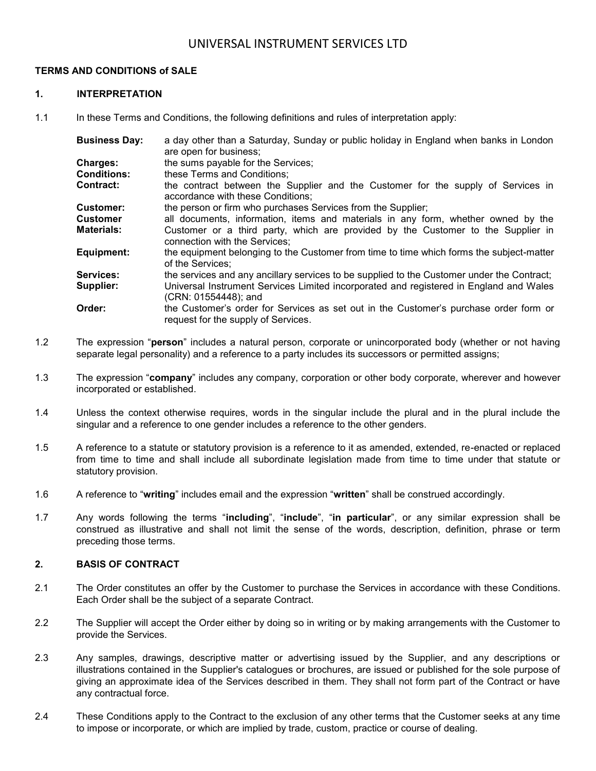# UNIVERSAL INSTRUMENT SERVICES LTD

**TERMS AND CONDITIONS of SALE**

## 1. INTERPRETATION

1.1 In these Terms and Conditions, the following definitions and rules of interpretation apply:

| | |
|---|---|
| **Business Day:** | a day other than a Saturday, Sunday or public holiday in England when banks in London are open for business; |
| **Charges:** | the sums payable for the Services; |
| **Conditions:** | these Terms and Conditions; |
| **Contract:** | the contract between the Supplier and the Customer for the supply of Services in accordance with these Conditions; |
| **Customer:** | the person or firm who purchases Services from the Supplier; |
| **Customer Materials:** | all documents, information, items and materials in any form, whether owned by the Customer or a third party, which are provided by the Customer to the Supplier in connection with the Services; |
| **Equipment:** | the equipment belonging to the Customer from time to time which forms the subject-matter of the Services; |
| **Services:** | the services and any ancillary services to be supplied to the Customer under the Contract; |
| **Supplier:** | Universal Instrument Services Limited incorporated and registered in England and Wales (CRN: 01554448); and |
| **Order:** | the Customer's order for Services as set out in the Customer's purchase order form or request for the supply of Services. |

1.2 The expression "**person**" includes a natural person, corporate or unincorporated body (whether or not having separate legal personality) and a reference to a party includes its successors or permitted assigns;

1.3 The expression "**company**" includes any company, corporation or other body corporate, wherever and however incorporated or established.

1.4 Unless the context otherwise requires, words in the singular include the plural and in the plural include the singular and a reference to one gender includes a reference to the other genders.

1.5 A reference to a statute or statutory provision is a reference to it as amended, extended, re-enacted or replaced from time to time and shall include all subordinate legislation made from time to time under that statute or statutory provision.

1.6 A reference to "**writing**" includes email and the expression "**written**" shall be construed accordingly.

1.7 Any words following the terms "**including**", "**include**", "**in particular**", or any similar expression shall be construed as illustrative and shall not limit the sense of the words, description, definition, phrase or term preceding those terms.

## 2. BASIS OF CONTRACT

2.1 The Order constitutes an offer by the Customer to purchase the Services in accordance with these Conditions. Each Order shall be the subject of a separate Contract.

2.2 The Supplier will accept the Order either by doing so in writing or by making arrangements with the Customer to provide the Services.

2.3 Any samples, drawings, descriptive matter or advertising issued by the Supplier, and any descriptions or illustrations contained in the Supplier's catalogues or brochures, are issued or published for the sole purpose of giving an approximate idea of the Services described in them. They shall not form part of the Contract or have any contractual force.

2.4 These Conditions apply to the Contract to the exclusion of any other terms that the Customer seeks at any time to impose or incorporate, or which are implied by trade, custom, practice or course of dealing.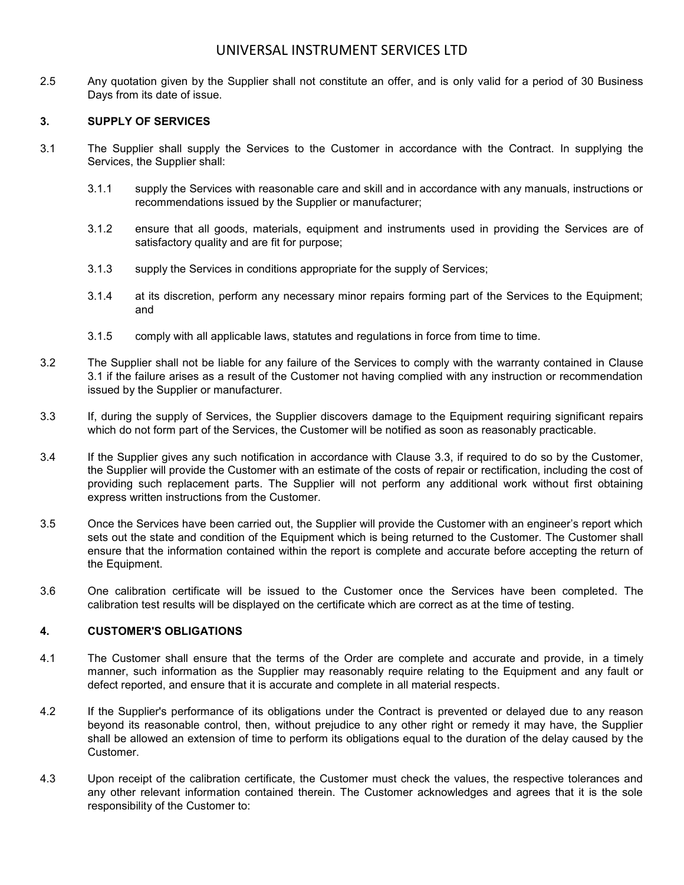2.5 Any quotation given by the Supplier shall not constitute an offer, and is only valid for a period of 30 Business Days from its date of issue.

## 3. SUPPLY OF SERVICES

3.1 The Supplier shall supply the Services to the Customer in accordance with the Contract. In supplying the Services, the Supplier shall:

3.1.1 supply the Services with reasonable care and skill and in accordance with any manuals, instructions or recommendations issued by the Supplier or manufacturer;

3.1.2 ensure that all goods, materials, equipment and instruments used in providing the Services are of satisfactory quality and are fit for purpose;

3.1.3 supply the Services in conditions appropriate for the supply of Services;

3.1.4 at its discretion, perform any necessary minor repairs forming part of the Services to the Equipment; and

3.1.5 comply with all applicable laws, statutes and regulations in force from time to time.

3.2 The Supplier shall not be liable for any failure of the Services to comply with the warranty contained in Clause 3.1 if the failure arises as a result of the Customer not having complied with any instruction or recommendation issued by the Supplier or manufacturer.

3.3 If, during the supply of Services, the Supplier discovers damage to the Equipment requiring significant repairs which do not form part of the Services, the Customer will be notified as soon as reasonably practicable.

3.4 If the Supplier gives any such notification in accordance with Clause 3.3, if required to do so by the Customer, the Supplier will provide the Customer with an estimate of the costs of repair or rectification, including the cost of providing such replacement parts. The Supplier will not perform any additional work without first obtaining express written instructions from the Customer.

3.5 Once the Services have been carried out, the Supplier will provide the Customer with an engineer's report which sets out the state and condition of the Equipment which is being returned to the Customer. The Customer shall ensure that the information contained within the report is complete and accurate before accepting the return of the Equipment.

3.6 One calibration certificate will be issued to the Customer once the Services have been completed. The calibration test results will be displayed on the certificate which are correct as at the time of testing.

## 4. CUSTOMER'S OBLIGATIONS

4.1 The Customer shall ensure that the terms of the Order are complete and accurate and provide, in a timely manner, such information as the Supplier may reasonably require relating to the Equipment and any fault or defect reported, and ensure that it is accurate and complete in all material respects.

4.2 If the Supplier's performance of its obligations under the Contract is prevented or delayed due to any reason beyond its reasonable control, then, without prejudice to any other right or remedy it may have, the Supplier shall be allowed an extension of time to perform its obligations equal to the duration of the delay caused by the Customer.

4.3 Upon receipt of the calibration certificate, the Customer must check the values, the respective tolerances and any other relevant information contained therein. The Customer acknowledges and agrees that it is the sole responsibility of the Customer to: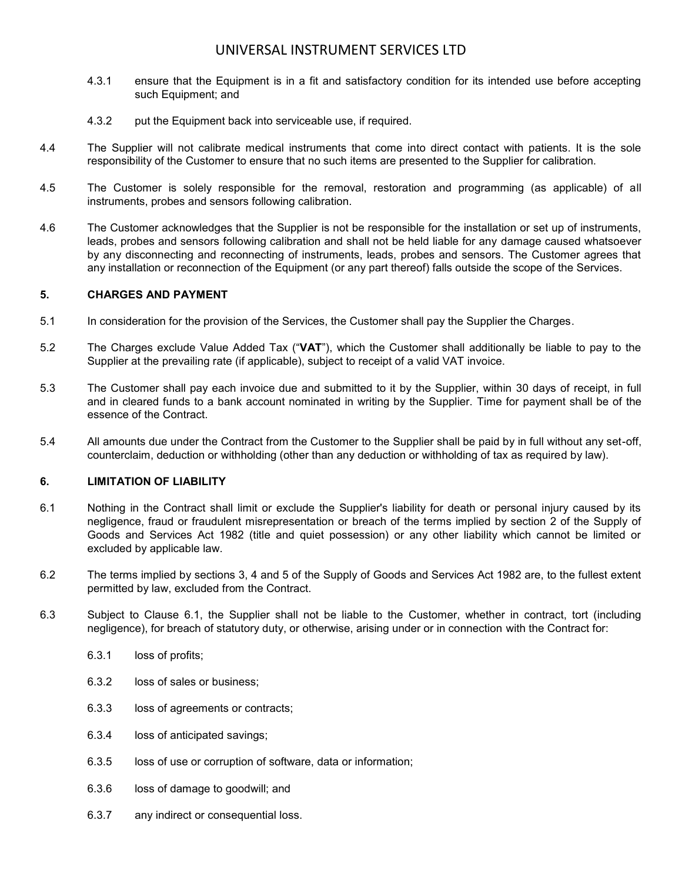4.3.1 ensure that the Equipment is in a fit and satisfactory condition for its intended use before accepting such Equipment; and

4.3.2 put the Equipment back into serviceable use, if required.

4.4 The Supplier will not calibrate medical instruments that come into direct contact with patients. It is the sole responsibility of the Customer to ensure that no such items are presented to the Supplier for calibration.

4.5 The Customer is solely responsible for the removal, restoration and programming (as applicable) of all instruments, probes and sensors following calibration.

4.6 The Customer acknowledges that the Supplier is not be responsible for the installation or set up of instruments, leads, probes and sensors following calibration and shall not be held liable for any damage caused whatsoever by any disconnecting and reconnecting of instruments, leads, probes and sensors. The Customer agrees that any installation or reconnection of the Equipment (or any part thereof) falls outside the scope of the Services.

## 5. CHARGES AND PAYMENT

5.1 In consideration for the provision of the Services, the Customer shall pay the Supplier the Charges.

5.2 The Charges exclude Value Added Tax ("**VAT**"), which the Customer shall additionally be liable to pay to the Supplier at the prevailing rate (if applicable), subject to receipt of a valid VAT invoice.

5.3 The Customer shall pay each invoice due and submitted to it by the Supplier, within 30 days of receipt, in full and in cleared funds to a bank account nominated in writing by the Supplier. Time for payment shall be of the essence of the Contract.

5.4 All amounts due under the Contract from the Customer to the Supplier shall be paid by in full without any set-off, counterclaim, deduction or withholding (other than any deduction or withholding of tax as required by law).

## 6. LIMITATION OF LIABILITY

6.1 Nothing in the Contract shall limit or exclude the Supplier's liability for death or personal injury caused by its negligence, fraud or fraudulent misrepresentation or breach of the terms implied by section 2 of the Supply of Goods and Services Act 1982 (title and quiet possession) or any other liability which cannot be limited or excluded by applicable law.

6.2 The terms implied by sections 3, 4 and 5 of the Supply of Goods and Services Act 1982 are, to the fullest extent permitted by law, excluded from the Contract.

6.3 Subject to Clause 6.1, the Supplier shall not be liable to the Customer, whether in contract, tort (including negligence), for breach of statutory duty, or otherwise, arising under or in connection with the Contract for:

6.3.1 loss of profits;

6.3.2 loss of sales or business;

6.3.3 loss of agreements or contracts;

6.3.4 loss of anticipated savings;

6.3.5 loss of use or corruption of software, data or information;

6.3.6 loss of damage to goodwill; and

6.3.7 any indirect or consequential loss.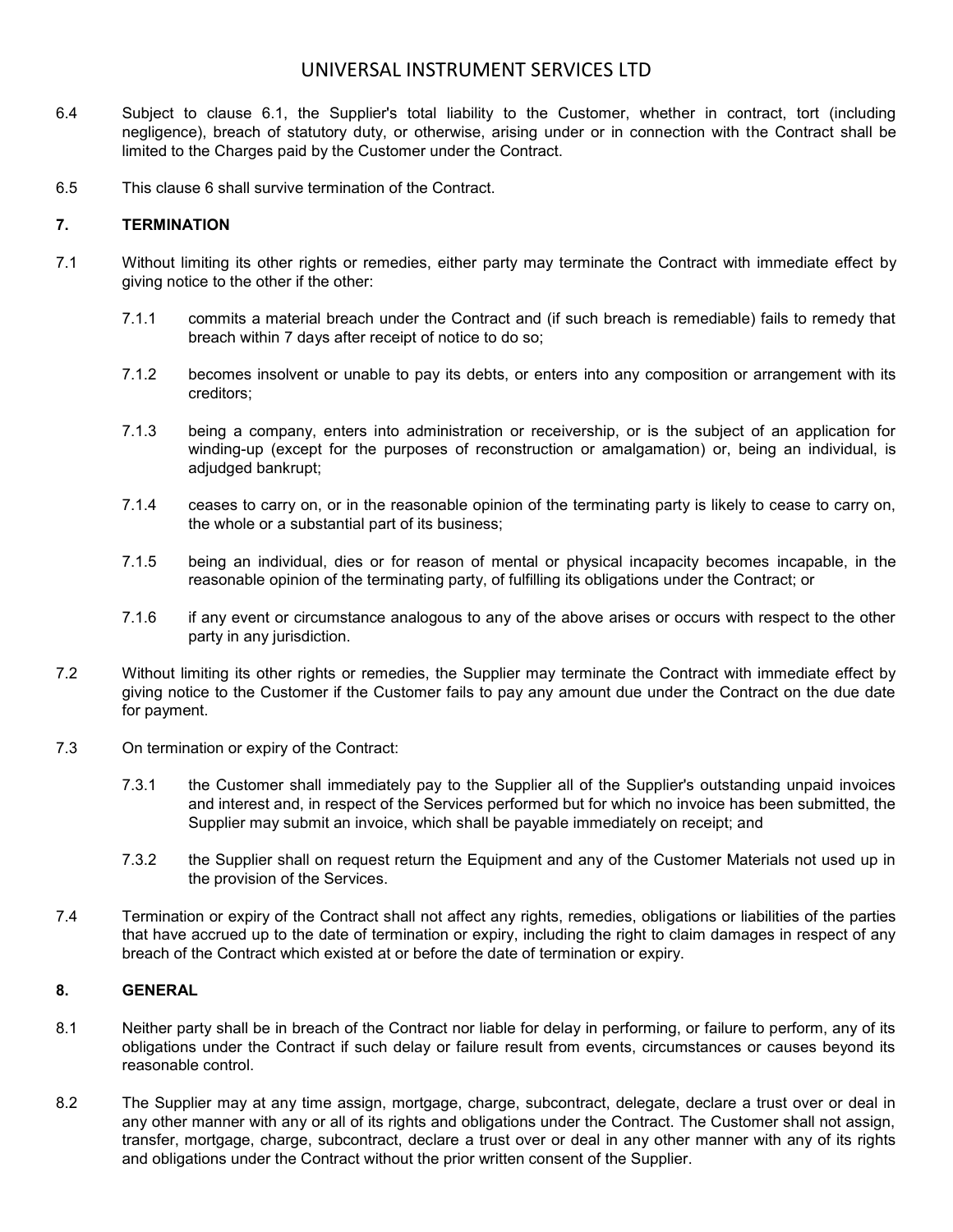6.4 Subject to clause 6.1, the Supplier's total liability to the Customer, whether in contract, tort (including negligence), breach of statutory duty, or otherwise, arising under or in connection with the Contract shall be limited to the Charges paid by the Customer under the Contract.

6.5 This clause 6 shall survive termination of the Contract.

## 7. TERMINATION

7.1 Without limiting its other rights or remedies, either party may terminate the Contract with immediate effect by giving notice to the other if the other:

7.1.1 commits a material breach under the Contract and (if such breach is remediable) fails to remedy that breach within 7 days after receipt of notice to do so;

7.1.2 becomes insolvent or unable to pay its debts, or enters into any composition or arrangement with its creditors;

7.1.3 being a company, enters into administration or receivership, or is the subject of an application for winding-up (except for the purposes of reconstruction or amalgamation) or, being an individual, is adjudged bankrupt;

7.1.4 ceases to carry on, or in the reasonable opinion of the terminating party is likely to cease to carry on, the whole or a substantial part of its business;

7.1.5 being an individual, dies or for reason of mental or physical incapacity becomes incapable, in the reasonable opinion of the terminating party, of fulfilling its obligations under the Contract; or

7.1.6 if any event or circumstance analogous to any of the above arises or occurs with respect to the other party in any jurisdiction.

7.2 Without limiting its other rights or remedies, the Supplier may terminate the Contract with immediate effect by giving notice to the Customer if the Customer fails to pay any amount due under the Contract on the due date for payment.

7.3 On termination or expiry of the Contract:

7.3.1 the Customer shall immediately pay to the Supplier all of the Supplier's outstanding unpaid invoices and interest and, in respect of the Services performed but for which no invoice has been submitted, the Supplier may submit an invoice, which shall be payable immediately on receipt; and

7.3.2 the Supplier shall on request return the Equipment and any of the Customer Materials not used up in the provision of the Services.

7.4 Termination or expiry of the Contract shall not affect any rights, remedies, obligations or liabilities of the parties that have accrued up to the date of termination or expiry, including the right to claim damages in respect of any breach of the Contract which existed at or before the date of termination or expiry.

## 8. GENERAL

8.1 Neither party shall be in breach of the Contract nor liable for delay in performing, or failure to perform, any of its obligations under the Contract if such delay or failure result from events, circumstances or causes beyond its reasonable control.

8.2 The Supplier may at any time assign, mortgage, charge, subcontract, delegate, declare a trust over or deal in any other manner with any or all of its rights and obligations under the Contract. The Customer shall not assign, transfer, mortgage, charge, subcontract, declare a trust over or deal in any other manner with any of its rights and obligations under the Contract without the prior written consent of the Supplier.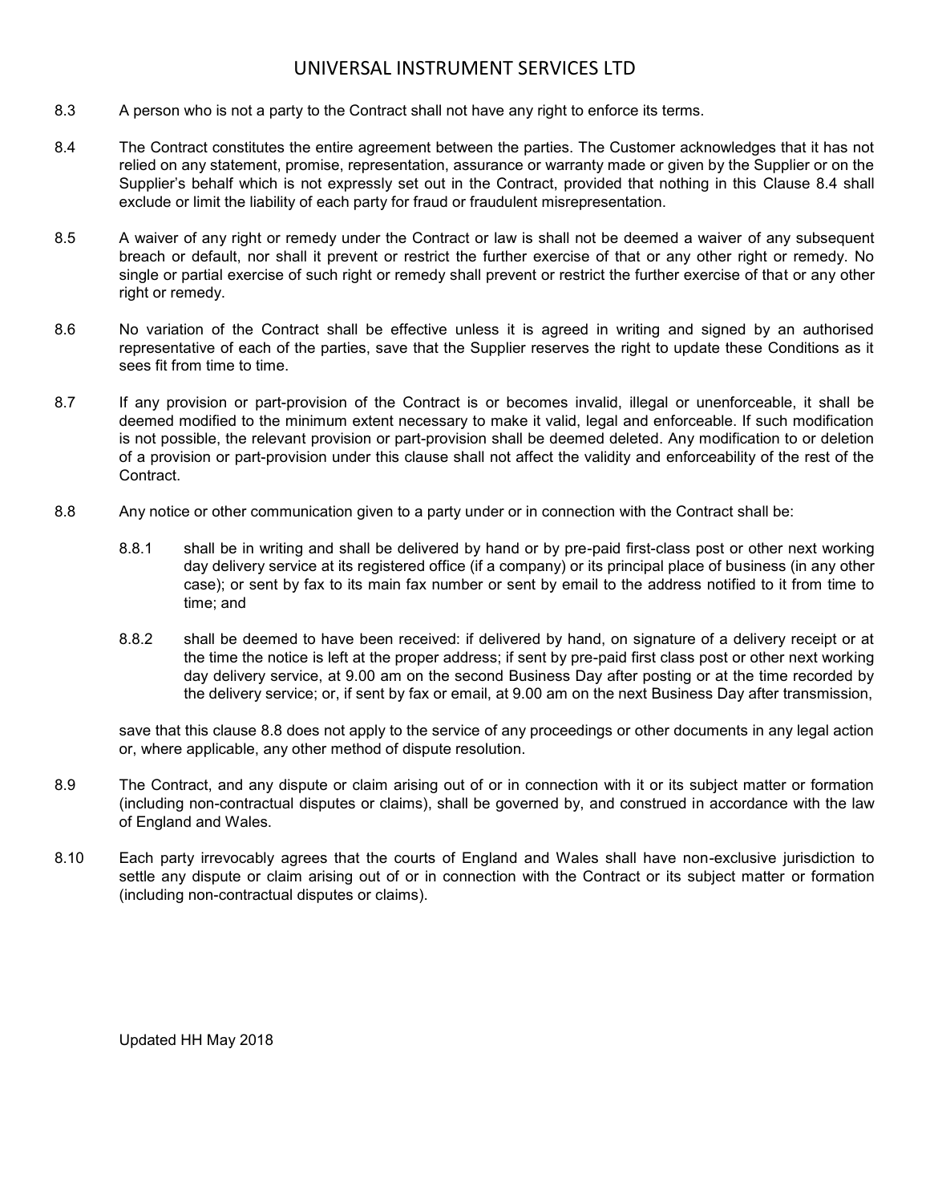8.3 A person who is not a party to the Contract shall not have any right to enforce its terms.

8.4 The Contract constitutes the entire agreement between the parties. The Customer acknowledges that it has not relied on any statement, promise, representation, assurance or warranty made or given by the Supplier or on the Supplier's behalf which is not expressly set out in the Contract, provided that nothing in this Clause 8.4 shall exclude or limit the liability of each party for fraud or fraudulent misrepresentation.

8.5 A waiver of any right or remedy under the Contract or law is shall not be deemed a waiver of any subsequent breach or default, nor shall it prevent or restrict the further exercise of that or any other right or remedy. No single or partial exercise of such right or remedy shall prevent or restrict the further exercise of that or any other right or remedy.

8.6 No variation of the Contract shall be effective unless it is agreed in writing and signed by an authorised representative of each of the parties, save that the Supplier reserves the right to update these Conditions as it sees fit from time to time.

8.7 If any provision or part-provision of the Contract is or becomes invalid, illegal or unenforceable, it shall be deemed modified to the minimum extent necessary to make it valid, legal and enforceable. If such modification is not possible, the relevant provision or part-provision shall be deemed deleted. Any modification to or deletion of a provision or part-provision under this clause shall not affect the validity and enforceability of the rest of the Contract.

8.8 Any notice or other communication given to a party under or in connection with the Contract shall be:

8.8.1 shall be in writing and shall be delivered by hand or by pre-paid first-class post or other next working day delivery service at its registered office (if a company) or its principal place of business (in any other case); or sent by fax to its main fax number or sent by email to the address notified to it from time to time; and

8.8.2 shall be deemed to have been received: if delivered by hand, on signature of a delivery receipt or at the time the notice is left at the proper address; if sent by pre-paid first class post or other next working day delivery service, at 9.00 am on the second Business Day after posting or at the time recorded by the delivery service; or, if sent by fax or email, at 9.00 am on the next Business Day after transmission,

save that this clause 8.8 does not apply to the service of any proceedings or other documents in any legal action or, where applicable, any other method of dispute resolution.

8.9 The Contract, and any dispute or claim arising out of or in connection with it or its subject matter or formation (including non-contractual disputes or claims), shall be governed by, and construed in accordance with the law of England and Wales.

8.10 Each party irrevocably agrees that the courts of England and Wales shall have non-exclusive jurisdiction to settle any dispute or claim arising out of or in connection with the Contract or its subject matter or formation (including non-contractual disputes or claims).

Updated HH May 2018